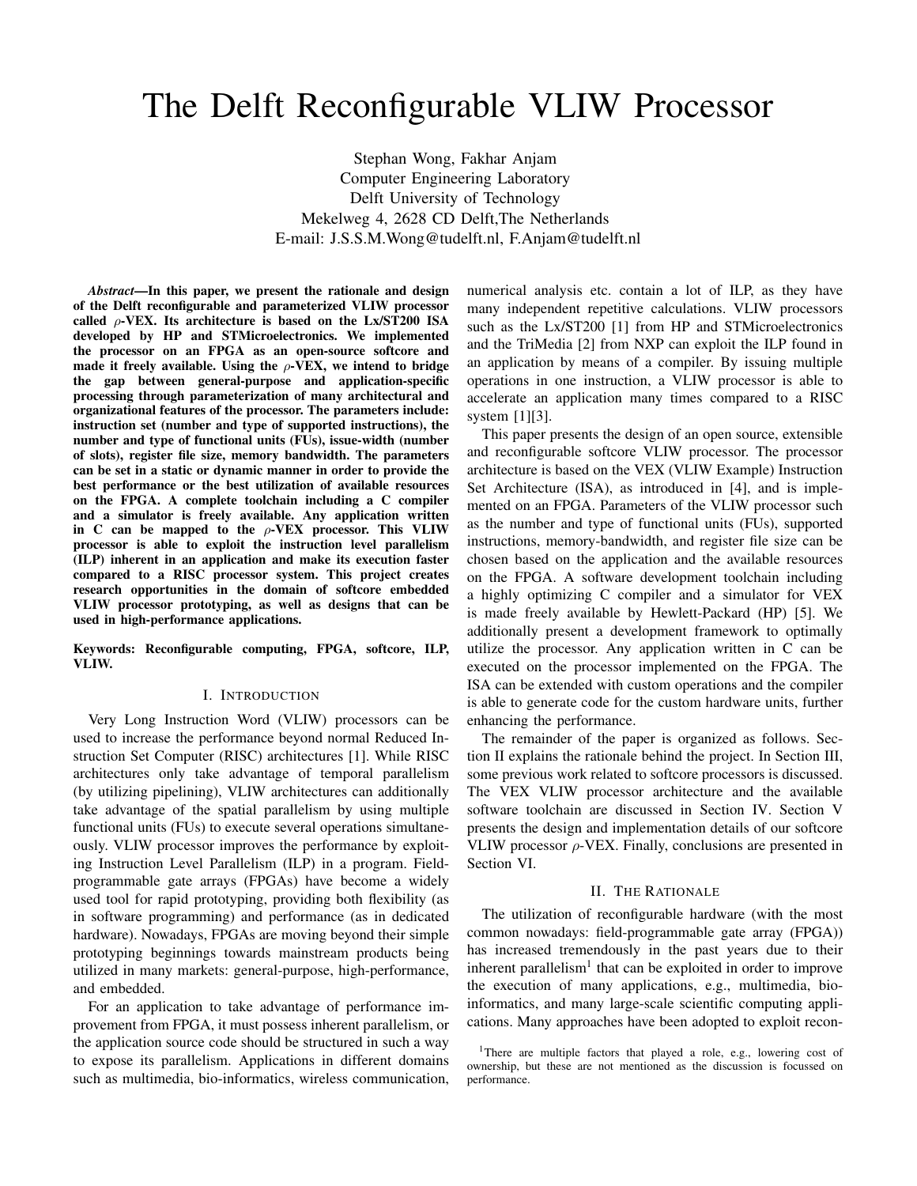# The Delft Reconfigurable VLIW Processor

Stephan Wong, Fakhar Anjam
Computer Engineering Laboratory
Delft University of Technology
Mekelweg 4, 2628 CD Delft,The Netherlands
E-mail: J.S.S.M.Wong@tudelft.nl, F.Anjam@tudelft.nl

***Abstract*—In this paper, we present the rationale and design of the Delft reconfigurable and parameterized VLIW processor called $\rho$-VEX. Its architecture is based on the Lx/ST200 ISA developed by HP and STMicroelectronics. We implemented the processor on an FPGA as an open-source softcore and made it freely available. Using the $\rho$-VEX, we intend to bridge the gap between general-purpose and application-specific processing through parameterization of many architectural and organizational features of the processor. The parameters include: instruction set (number and type of supported instructions), the number and type of functional units (FUs), issue-width (number of slots), register file size, memory bandwidth. The parameters can be set in a static or dynamic manner in order to provide the best performance or the best utilization of available resources on the FPGA. A complete toolchain including a C compiler and a simulator is freely available. Any application written in C can be mapped to the $\rho$-VEX processor. This VLIW processor is able to exploit the instruction level parallelism (ILP) inherent in an application and make its execution faster compared to a RISC processor system. This project creates research opportunities in the domain of softcore embedded VLIW processor prototyping, as well as designs that can be used in high-performance applications.**

**Keywords: Reconfigurable computing, FPGA, softcore, ILP, VLIW.**

## I. Introduction

Very Long Instruction Word (VLIW) processors can be used to increase the performance beyond normal Reduced Instruction Set Computer (RISC) architectures [1]. While RISC architectures only take advantage of temporal parallelism (by utilizing pipelining), VLIW architectures can additionally take advantage of the spatial parallelism by using multiple functional units (FUs) to execute several operations simultaneously. VLIW processor improves the performance by exploiting Instruction Level Parallelism (ILP) in a program. Field-programmable gate arrays (FPGAs) have become a widely used tool for rapid prototyping, providing both flexibility (as in software programming) and performance (as in dedicated hardware). Nowadays, FPGAs are moving beyond their simple prototyping beginnings towards mainstream products being utilized in many markets: general-purpose, high-performance, and embedded.

For an application to take advantage of performance improvement from FPGA, it must possess inherent parallelism, or the application source code should be structured in such a way to expose its parallelism. Applications in different domains such as multimedia, bio-informatics, wireless communication, numerical analysis etc. contain a lot of ILP, as they have many independent repetitive calculations. VLIW processors such as the Lx/ST200 [1] from HP and STMicroelectronics and the TriMedia [2] from NXP can exploit the ILP found in an application by means of a compiler. By issuing multiple operations in one instruction, a VLIW processor is able to accelerate an application many times compared to a RISC system [1][3].

This paper presents the design of an open source, extensible and reconfigurable softcore VLIW processor. The processor architecture is based on the VEX (VLIW Example) Instruction Set Architecture (ISA), as introduced in [4], and is implemented on an FPGA. Parameters of the VLIW processor such as the number and type of functional units (FUs), supported instructions, memory-bandwidth, and register file size can be chosen based on the application and the available resources on the FPGA. A software development toolchain including a highly optimizing C compiler and a simulator for VEX is made freely available by Hewlett-Packard (HP) [5]. We additionally present a development framework to optimally utilize the processor. Any application written in C can be executed on the processor implemented on the FPGA. The ISA can be extended with custom operations and the compiler is able to generate code for the custom hardware units, further enhancing the performance.

The remainder of the paper is organized as follows. Section II explains the rationale behind the project. In Section III, some previous work related to softcore processors is discussed. The VEX VLIW processor architecture and the available software toolchain are discussed in Section IV. Section V presents the design and implementation details of our softcore VLIW processor $\rho$-VEX. Finally, conclusions are presented in Section VI.

## II. The Rationale

The utilization of reconfigurable hardware (with the most common nowadays: field-programmable gate array (FPGA)) has increased tremendously in the past years due to their inherent parallelism[1] that can be exploited in order to improve the execution of many applications, e.g., multimedia, bio-informatics, and many large-scale scientific computing applications. Many approaches have been adopted to exploit recon-

[1]There are multiple factors that played a role, e.g., lowering cost of ownership, but these are not mentioned as the discussion is focussed on performance.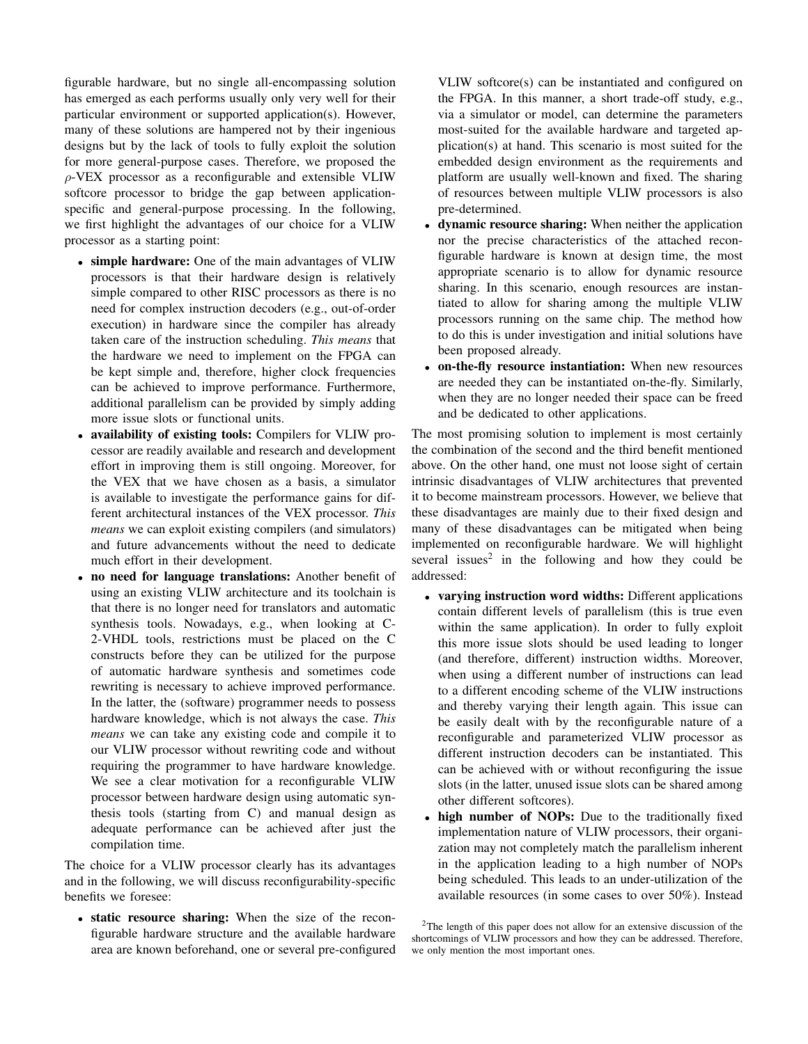figurable hardware, but no single all-encompassing solution has emerged as each performs usually only very well for their particular environment or supported application(s). However, many of these solutions are hampered not by their ingenious designs but by the lack of tools to fully exploit the solution for more general-purpose cases. Therefore, we proposed the $\rho$-VEX processor as a reconfigurable and extensible VLIW softcore processor to bridge the gap between application-specific and general-purpose processing. In the following, we first highlight the advantages of our choice for a VLIW processor as a starting point:

- **simple hardware:** One of the main advantages of VLIW processors is that their hardware design is relatively simple compared to other RISC processors as there is no need for complex instruction decoders (e.g., out-of-order execution) in hardware since the compiler has already taken care of the instruction scheduling. *This means* that the hardware we need to implement on the FPGA can be kept simple and, therefore, higher clock frequencies can be achieved to improve performance. Furthermore, additional parallelism can be provided by simply adding more issue slots or functional units.
- **availability of existing tools:** Compilers for VLIW processor are readily available and research and development effort in improving them is still ongoing. Moreover, for the VEX that we have chosen as a basis, a simulator is available to investigate the performance gains for different architectural instances of the VEX processor. *This means* we can exploit existing compilers (and simulators) and future advancements without the need to dedicate much effort in their development.
- **no need for language translations:** Another benefit of using an existing VLIW architecture and its toolchain is that there is no longer need for translators and automatic synthesis tools. Nowadays, e.g., when looking at C-2-VHDL tools, restrictions must be placed on the C constructs before they can be utilized for the purpose of automatic hardware synthesis and sometimes code rewriting is necessary to achieve improved performance. In the latter, the (software) programmer needs to possess hardware knowledge, which is not always the case. *This means* we can take any existing code and compile it to our VLIW processor without rewriting code and without requiring the programmer to have hardware knowledge. We see a clear motivation for a reconfigurable VLIW processor between hardware design using automatic synthesis tools (starting from C) and manual design as adequate performance can be achieved after just the compilation time.

The choice for a VLIW processor clearly has its advantages and in the following, we will discuss reconfigurability-specific benefits we foresee:

- **static resource sharing:** When the size of the reconfigurable hardware structure and the available hardware area are known beforehand, one or several pre-configured VLIW softcore(s) can be instantiated and configured on the FPGA. In this manner, a short trade-off study, e.g., via a simulator or model, can determine the parameters most-suited for the available hardware and targeted application(s) at hand. This scenario is most suited for the embedded design environment as the requirements and platform are usually well-known and fixed. The sharing of resources between multiple VLIW processors is also pre-determined.
- **dynamic resource sharing:** When neither the application nor the precise characteristics of the attached reconfigurable hardware is known at design time, the most appropriate scenario is to allow for dynamic resource sharing. In this scenario, enough resources are instantiated to allow for sharing among the multiple VLIW processors running on the same chip. The method how to do this is under investigation and initial solutions have been proposed already.
- **on-the-fly resource instantiation:** When new resources are needed they can be instantiated on-the-fly. Similarly, when they are no longer needed their space can be freed and be dedicated to other applications.

The most promising solution to implement is most certainly the combination of the second and the third benefit mentioned above. On the other hand, one must not loose sight of certain intrinsic disadvantages of VLIW architectures that prevented it to become mainstream processors. However, we believe that these disadvantages are mainly due to their fixed design and many of these disadvantages can be mitigated when being implemented on reconfigurable hardware. We will highlight several issues[2] in the following and how they could be addressed:

- **varying instruction word widths:** Different applications contain different levels of parallelism (this is true even within the same application). In order to fully exploit this more issue slots should be used leading to longer (and therefore, different) instruction widths. Moreover, when using a different number of instructions can lead to a different encoding scheme of the VLIW instructions and thereby varying their length again. This issue can be easily dealt with by the reconfigurable nature of a reconfigurable and parameterized VLIW processor as different instruction decoders can be instantiated. This can be achieved with or without reconfiguring the issue slots (in the latter, unused issue slots can be shared among other different softcores).
- **high number of NOPs:** Due to the traditionally fixed implementation nature of VLIW processors, their organization may not completely match the parallelism inherent in the application leading to a high number of NOPs being scheduled. This leads to an under-utilization of the available resources (in some cases to over 50%). Instead

[2] The length of this paper does not allow for an extensive discussion of the shortcomings of VLIW processors and how they can be addressed. Therefore, we only mention the most important ones.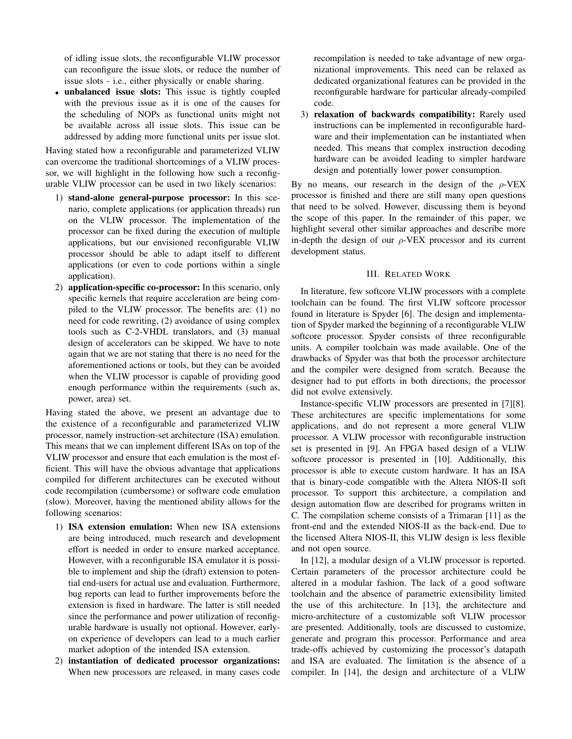of idling issue slots, the reconfigurable VLIW processor can reconfigure the issue slots, or reduce the number of issue slots - i.e., either physically or enable sharing.

- **unbalanced issue slots:** This issue is tightly coupled with the previous issue as it is one of the causes for the scheduling of NOPs as functional units might not be available across all issue slots. This issue can be addressed by adding more functional units per issue slot.

Having stated how a reconfigurable and parameterized VLIW can overcome the traditional shortcomings of a VLIW processor, we will highlight in the following how such a reconfigurable VLIW processor can be used in two likely scenarios:

1) **stand-alone general-purpose processor:** In this scenario, complete applications (or application threads) run on the VLIW processor. The implementation of the processor can be fixed during the execution of multiple applications, but our envisioned reconfigurable VLIW processor should be able to adapt itself to different applications (or even to code portions within a single application).
2) **application-specific co-processor:** In this scenario, only specific kernels that require acceleration are being compiled to the VLIW processor. The benefits are: (1) no need for code rewriting, (2) avoidance of using complex tools such as C-2-VHDL translators, and (3) manual design of accelerators can be skipped. We have to note again that we are not stating that there is no need for the aforementioned actions or tools, but they can be avoided when the VLIW processor is capable of providing good enough performance within the requirements (such as, power, area) set.

Having stated the above, we present an advantage due to the existence of a reconfigurable and parameterized VLIW processor, namely instruction-set architecture (ISA) emulation. This means that we can implement different ISAs on top of the VLIW processor and ensure that each emulation is the most efficient. This will have the obvious advantage that applications compiled for different architectures can be executed without code recompilation (cumbersome) or software code emulation (slow). Moreover, having the mentioned ability allows for the following scenarios:

1) **ISA extension emulation:** When new ISA extensions are being introduced, much research and development effort is needed in order to ensure marked acceptance. However, with a reconfigurable ISA emulator it is possible to implement and ship the (draft) extension to potential end-users for actual use and evaluation. Furthermore, bug reports can lead to further improvements before the extension is fixed in hardware. The latter is still needed since the performance and power utilization of reconfigurable hardware is usually not optional. However, early-on experience of developers can lead to a much earlier market adoption of the intended ISA extension.
2) **instantiation of dedicated processor organizations:** When new processors are released, in many cases code recompilation is needed to take advantage of new organizational improvements. This need can be relaxed as dedicated organizational features can be provided in the reconfigurable hardware for particular already-compiled code.
3) **relaxation of backwards compatibility:** Rarely used instructions can be implemented in reconfigurable hardware and their implementation can be instantiated when needed. This means that complex instruction decoding hardware can be avoided leading to simpler hardware design and potentially lower power consumption.

By no means, our research in the design of the $\rho$-VEX processor is finished and there are still many open questions that need to be solved. However, discussing them is beyond the scope of this paper. In the remainder of this paper, we highlight several other similar approaches and describe more in-depth the design of our $\rho$-VEX processor and its current development status.

## III. Related Work

In literature, few softcore VLIW processors with a complete toolchain can be found. The first VLIW softcore processor found in literature is Spyder [6]. The design and implementation of Spyder marked the beginning of a reconfigurable VLIW softcore processor. Spyder consists of three reconfigurable units. A compiler toolchain was made available. One of the drawbacks of Spyder was that both the processor architecture and the compiler were designed from scratch. Because the designer had to put efforts in both directions, the processor did not evolve extensively.

Instance-specific VLIW processors are presented in [7][8]. These architectures are specific implementations for some applications, and do not represent a more general VLIW processor. A VLIW processor with reconfigurable instruction set is presented in [9]. An FPGA based design of a VLIW softcore processor is presented in [10]. Additionally, this processor is able to execute custom hardware. It has an ISA that is binary-code compatible with the Altera NIOS-II soft processor. To support this architecture, a compilation and design automation flow are described for programs written in C. The compilation scheme consists of a Trimaran [11] as the front-end and the extended NIOS-II as the back-end. Due to the licensed Altera NIOS-II, this VLIW design is less flexible and not open source.

In [12], a modular design of a VLIW processor is reported. Certain parameters of the processor architecture could be altered in a modular fashion. The lack of a good software toolchain and the absence of parametric extensibility limited the use of this architecture. In [13], the architecture and micro-architecture of a customizable soft VLIW processor are presented. Additionally, tools are discussed to customize, generate and program this processor. Performance and area trade-offs achieved by customizing the processor's datapath and ISA are evaluated. The limitation is the absence of a compiler. In [14], the design and architecture of a VLIW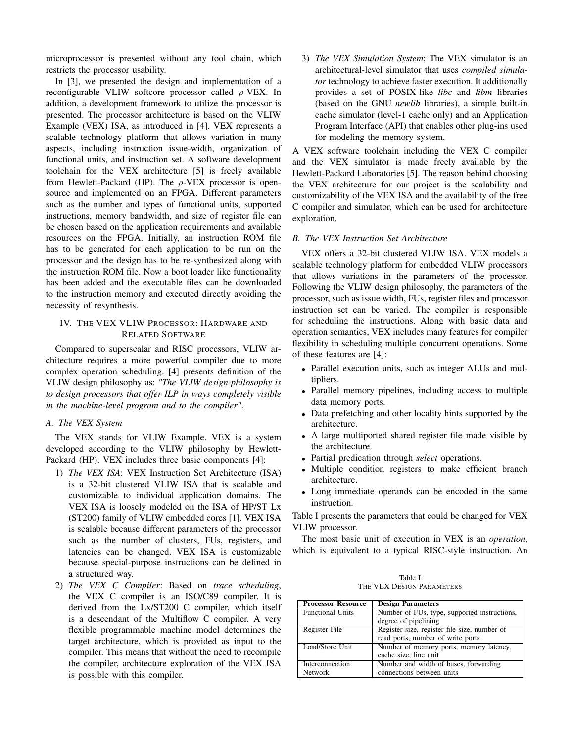microprocessor is presented without any tool chain, which restricts the processor usability.

In [3], we presented the design and implementation of a reconfigurable VLIW softcore processor called $\rho$-VEX. In addition, a development framework to utilize the processor is presented. The processor architecture is based on the VLIW Example (VEX) ISA, as introduced in [4]. VEX represents a scalable technology platform that allows variation in many aspects, including instruction issue-width, organization of functional units, and instruction set. A software development toolchain for the VEX architecture [5] is freely available from Hewlett-Packard (HP). The $\rho$-VEX processor is open-source and implemented on an FPGA. Different parameters such as the number and types of functional units, supported instructions, memory bandwidth, and size of register file can be chosen based on the application requirements and available resources on the FPGA. Initially, an instruction ROM file has to be generated for each application to be run on the processor and the design has to be re-synthesized along with the instruction ROM file. Now a boot loader like functionality has been added and the executable files can be downloaded to the instruction memory and executed directly avoiding the necessity of resynthesis.

## IV. The VEX VLIW Processor: Hardware and Related Software

Compared to superscalar and RISC processors, VLIW architecture requires a more powerful compiler due to more complex operation scheduling. [4] presents definition of the VLIW design philosophy as: *"The VLIW design philosophy is to design processors that offer ILP in ways completely visible in the machine-level program and to the compiler"*.

### A. The VEX System

The VEX stands for VLIW Example. VEX is a system developed according to the VLIW philosophy by Hewlett-Packard (HP). VEX includes three basic components [4]:

1) *The VEX ISA*: VEX Instruction Set Architecture (ISA) is a 32-bit clustered VLIW ISA that is scalable and customizable to individual application domains. The VEX ISA is loosely modeled on the ISA of HP/ST Lx (ST200) family of VLIW embedded cores [1]. VEX ISA is scalable because different parameters of the processor such as the number of clusters, FUs, registers, and latencies can be changed. VEX ISA is customizable because special-purpose instructions can be defined in a structured way.
2) *The VEX C Compiler*: Based on *trace scheduling*, the VEX C compiler is an ISO/C89 compiler. It is derived from the Lx/ST200 C compiler, which itself is a descendant of the Multiflow C compiler. A very flexible programmable machine model determines the target architecture, which is provided as input to the compiler. This means that without the need to recompile the compiler, architecture exploration of the VEX ISA is possible with this compiler.
3) *The VEX Simulation System*: The VEX simulator is an architectural-level simulator that uses *compiled simulator* technology to achieve faster execution. It additionally provides a set of POSIX-like *libc* and *libm* libraries (based on the GNU *newlib* libraries), a simple built-in cache simulator (level-1 cache only) and an Application Program Interface (API) that enables other plug-ins used for modeling the memory system.

A VEX software toolchain including the VEX C compiler and the VEX simulator is made freely available by the Hewlett-Packard Laboratories [5]. The reason behind choosing the VEX architecture for our project is the scalability and customizability of the VEX ISA and the availability of the free C compiler and simulator, which can be used for architecture exploration.

### B. The VEX Instruction Set Architecture

VEX offers a 32-bit clustered VLIW ISA. VEX models a scalable technology platform for embedded VLIW processors that allows variations in the parameters of the processor. Following the VLIW design philosophy, the parameters of the processor, such as issue width, FUs, register files and processor instruction set can be varied. The compiler is responsible for scheduling the instructions. Along with basic data and operation semantics, VEX includes many features for compiler flexibility in scheduling multiple concurrent operations. Some of these features are [4]:

- Parallel execution units, such as integer ALUs and multipliers.
- Parallel memory pipelines, including access to multiple data memory ports.
- Data prefetching and other locality hints supported by the architecture.
- A large multiported shared register file made visible by the architecture.
- Partial predication through *select* operations.
- Multiple condition registers to make efficient branch architecture.
- Long immediate operands can be encoded in the same instruction.

Table I presents the parameters that could be changed for VEX VLIW processor.

The most basic unit of execution in VEX is an *operation*, which is equivalent to a typical RISC-style instruction. An

Table I
The VEX Design Parameters

| Processor Resource | Design Parameters |
|---|---|
| Functional Units | Number of FUs, type, supported instructions, degree of pipelining |
| Register File | Register size, register file size, number of read ports, number of write ports |
| Load/Store Unit | Number of memory ports, memory latency, cache size, line unit |
| Interconnection Network | Number and width of buses, forwarding connections between units |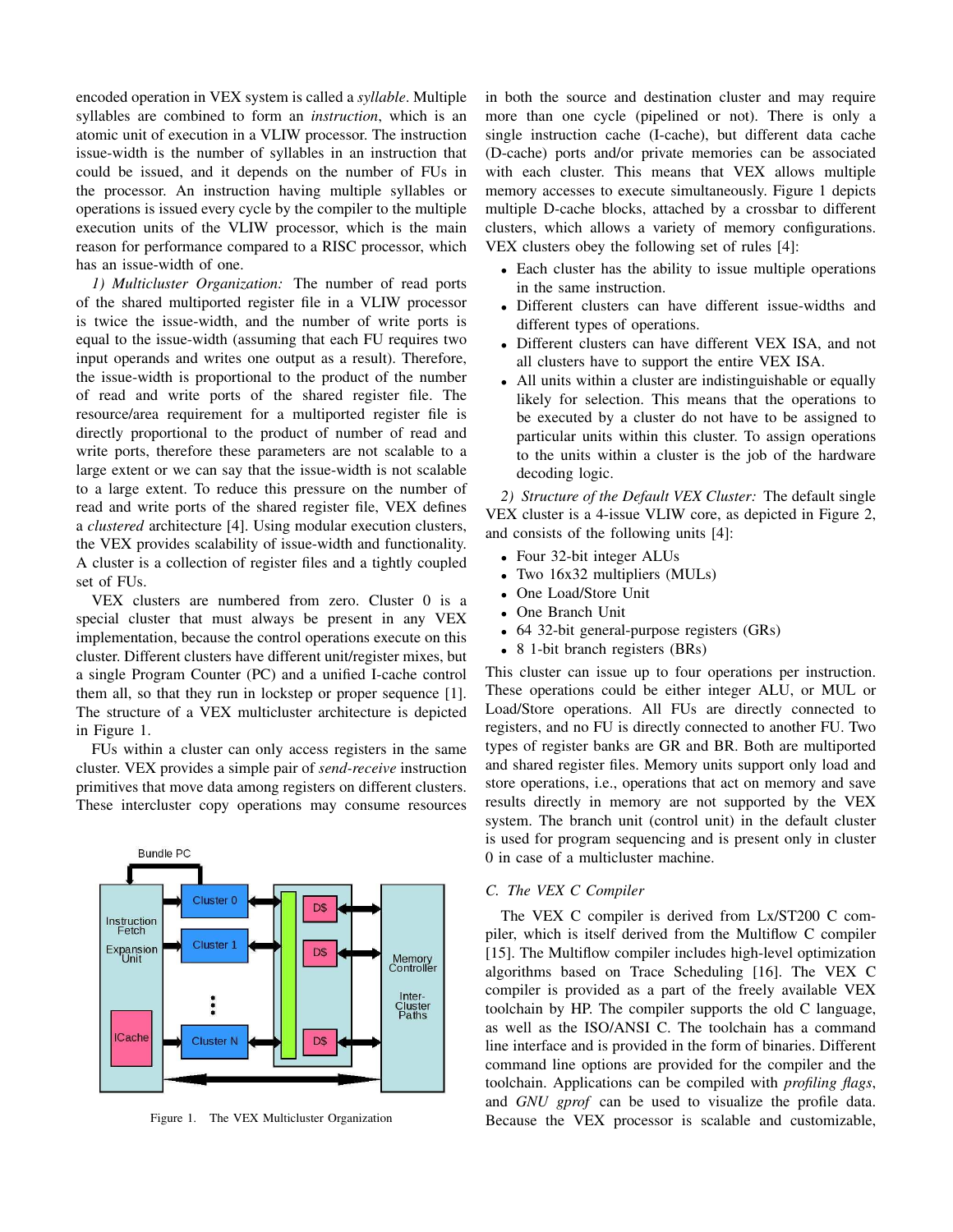encoded operation in VEX system is called a *syllable*. Multiple syllables are combined to form an *instruction*, which is an atomic unit of execution in a VLIW processor. The instruction issue-width is the number of syllables in an instruction that could be issued, and it depends on the number of FUs in the processor. An instruction having multiple syllables or operations is issued every cycle by the compiler to the multiple execution units of the VLIW processor, which is the main reason for performance compared to a RISC processor, which has an issue-width of one.

*1) Multicluster Organization:* The number of read ports of the shared multiported register file in a VLIW processor is twice the issue-width, and the number of write ports is equal to the issue-width (assuming that each FU requires two input operands and writes one output as a result). Therefore, the issue-width is proportional to the product of the number of read and write ports of the shared register file. The resource/area requirement for a multiported register file is directly proportional to the product of number of read and write ports, therefore these parameters are not scalable to a large extent or we can say that the issue-width is not scalable to a large extent. To reduce this pressure on the number of read and write ports of the shared register file, VEX defines a *clustered* architecture [4]. Using modular execution clusters, the VEX provides scalability of issue-width and functionality. A cluster is a collection of register files and a tightly coupled set of FUs.

VEX clusters are numbered from zero. Cluster 0 is a special cluster that must always be present in any VEX implementation, because the control operations execute on this cluster. Different clusters have different unit/register mixes, but a single Program Counter (PC) and a unified I-cache control them all, so that they run in lockstep or proper sequence [1]. The structure of a VEX multicluster architecture is depicted in Figure 1.

FUs within a cluster can only access registers in the same cluster. VEX provides a simple pair of *send-receive* instruction primitives that move data among registers on different clusters. These intercluster copy operations may consume resources in both the source and destination cluster and may require more than one cycle (pipelined or not). There is only a single instruction cache (I-cache), but different data cache (D-cache) ports and/or private memories can be associated with each cluster. This means that VEX allows multiple memory accesses to execute simultaneously. Figure 1 depicts multiple D-cache blocks, attached by a crossbar to different clusters, which allows a variety of memory configurations. VEX clusters obey the following set of rules [4]:

- Each cluster has the ability to issue multiple operations in the same instruction.
- Different clusters can have different issue-widths and different types of operations.
- Different clusters can have different VEX ISA, and not all clusters have to support the entire VEX ISA.
- All units within a cluster are indistinguishable or equally likely for selection. This means that the operations to be executed by a cluster do not have to be assigned to particular units within this cluster. To assign operations to the units within a cluster is the job of the hardware decoding logic.

Figure 1. The VEX Multicluster Organization

*2) Structure of the Default VEX Cluster:* The default single VEX cluster is a 4-issue VLIW core, as depicted in Figure 2, and consists of the following units [4]:

- Four 32-bit integer ALUs
- Two 16x32 multipliers (MULs)
- One Load/Store Unit
- One Branch Unit
- 64 32-bit general-purpose registers (GRs)
- 8 1-bit branch registers (BRs)

This cluster can issue up to four operations per instruction. These operations could be either integer ALU, or MUL or Load/Store operations. All FUs are directly connected to registers, and no FU is directly connected to another FU. Two types of register banks are GR and BR. Both are multiported and shared register files. Memory units support only load and store operations, i.e., operations that act on memory and save results directly in memory are not supported by the VEX system. The branch unit (control unit) in the default cluster is used for program sequencing and is present only in cluster 0 in case of a multicluster machine.

### C. The VEX C Compiler

The VEX C compiler is derived from Lx/ST200 C compiler, which is itself derived from the Multiflow C compiler [15]. The Multiflow compiler includes high-level optimization algorithms based on Trace Scheduling [16]. The VEX C compiler is provided as a part of the freely available VEX toolchain by HP. The compiler supports the old C language, as well as the ISO/ANSI C. The toolchain has a command line interface and is provided in the form of binaries. Different command line options are provided for the compiler and the toolchain. Applications can be compiled with *profiling flags*, and *GNU gprof* can be used to visualize the profile data. Because the VEX processor is scalable and customizable,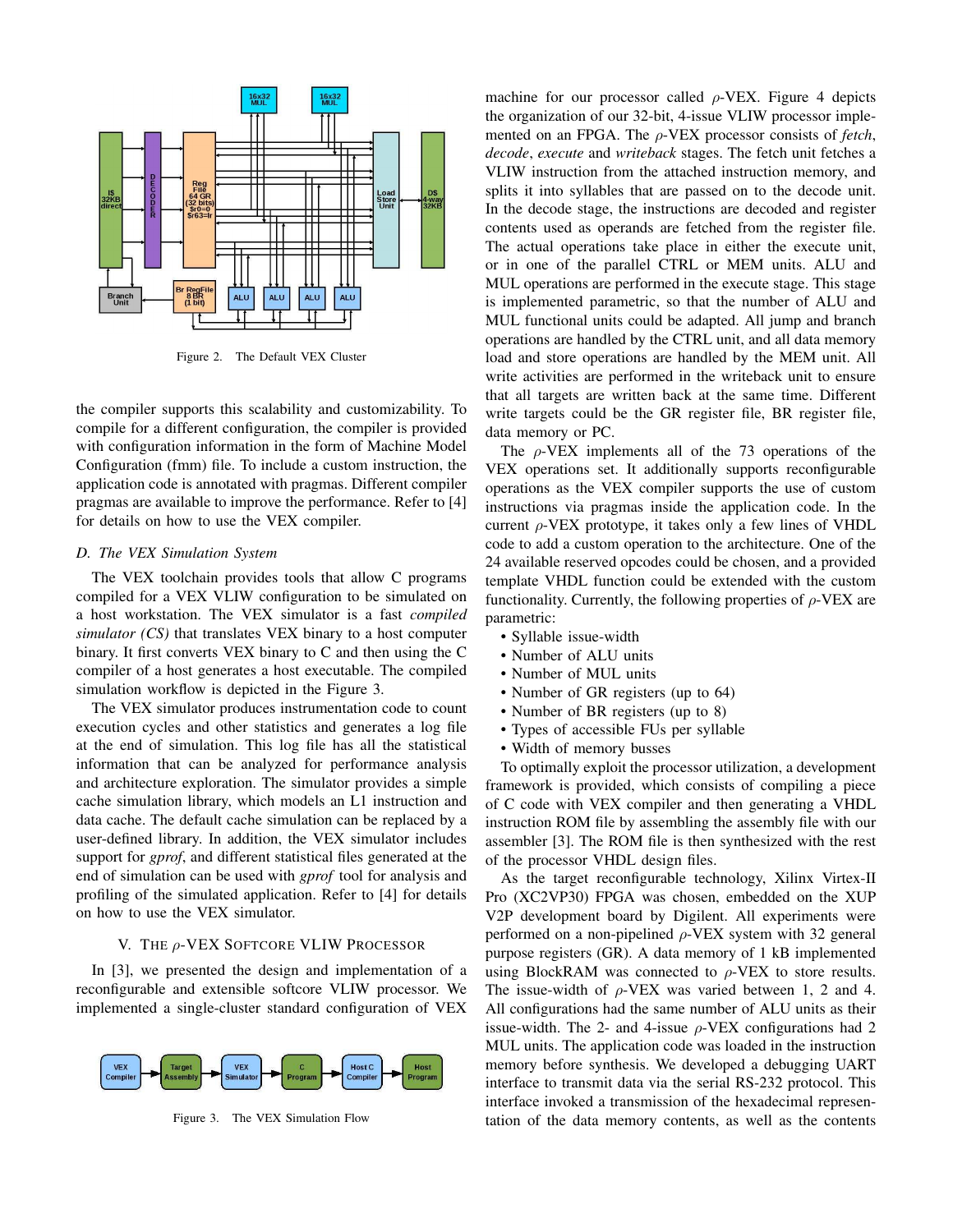Figure 2. The Default VEX Cluster

the compiler supports this scalability and customizability. To compile for a different configuration, the compiler is provided with configuration information in the form of Machine Model Configuration (fmm) file. To include a custom instruction, the application code is annotated with pragmas. Different compiler pragmas are available to improve the performance. Refer to [4] for details on how to use the VEX compiler.

### D. The VEX Simulation System

The VEX toolchain provides tools that allow C programs compiled for a VEX VLIW configuration to be simulated on a host workstation. The VEX simulator is a fast *compiled simulator (CS)* that translates VEX binary to a host computer binary. It first converts VEX binary to C and then using the C compiler of a host generates a host executable. The compiled simulation workflow is depicted in the Figure 3.

The VEX simulator produces instrumentation code to count execution cycles and other statistics and generates a log file at the end of simulation. This log file has all the statistical information that can be analyzed for performance analysis and architecture exploration. The simulator provides a simple cache simulation library, which models an L1 instruction and data cache. The default cache simulation can be replaced by a user-defined library. In addition, the VEX simulator includes support for *gprof*, and different statistical files generated at the end of simulation can be used with *gprof* tool for analysis and profiling of the simulated application. Refer to [4] for details on how to use the VEX simulator.

## V. The $\rho$-VEX Softcore VLIW Processor

In [3], we presented the design and implementation of a reconfigurable and extensible softcore VLIW processor. We implemented a single-cluster standard configuration of VEX

Figure 3. The VEX Simulation Flow

machine for our processor called $\rho$-VEX. Figure 4 depicts the organization of our 32-bit, 4-issue VLIW processor implemented on an FPGA. The $\rho$-VEX processor consists of *fetch*, *decode*, *execute* and *writeback* stages. The fetch unit fetches a VLIW instruction from the attached instruction memory, and splits it into syllables that are passed on to the decode unit. In the decode stage, the instructions are decoded and register contents used as operands are fetched from the register file. The actual operations take place in either the execute unit, or in one of the parallel CTRL or MEM units. ALU and MUL operations are performed in the execute stage. This stage is implemented parametric, so that the number of ALU and MUL functional units could be adapted. All jump and branch operations are handled by the CTRL unit, and all data memory load and store operations are handled by the MEM unit. All write activities are performed in the writeback unit to ensure that all targets are written back at the same time. Different write targets could be the GR register file, BR register file, data memory or PC.

The $\rho$-VEX implements all of the 73 operations of the VEX operations set. It additionally supports reconfigurable operations as the VEX compiler supports the use of custom instructions via pragmas inside the application code. In the current $\rho$-VEX prototype, it takes only a few lines of VHDL code to add a custom operation to the architecture. One of the 24 available reserved opcodes could be chosen, and a provided template VHDL function could be extended with the custom functionality. Currently, the following properties of $\rho$-VEX are parametric:

- Syllable issue-width
- Number of ALU units
- Number of MUL units
- Number of GR registers (up to 64)
- Number of BR registers (up to 8)
- Types of accessible FUs per syllable
- Width of memory busses

To optimally exploit the processor utilization, a development framework is provided, which consists of compiling a piece of C code with VEX compiler and then generating a VHDL instruction ROM file by assembling the assembly file with our assembler [3]. The ROM file is then synthesized with the rest of the processor VHDL design files.

As the target reconfigurable technology, Xilinx Virtex-II Pro (XC2VP30) FPGA was chosen, embedded on the XUP V2P development board by Digilent. All experiments were performed on a non-pipelined $\rho$-VEX system with 32 general purpose registers (GR). A data memory of 1 kB implemented using BlockRAM was connected to $\rho$-VEX to store results. The issue-width of $\rho$-VEX was varied between 1, 2 and 4. All configurations had the same number of ALU units as their issue-width. The 2- and 4-issue $\rho$-VEX configurations had 2 MUL units. The application code was loaded in the instruction memory before synthesis. We developed a debugging UART interface to transmit data via the serial RS-232 protocol. This interface invoked a transmission of the hexadecimal representation of the data memory contents, as well as the contents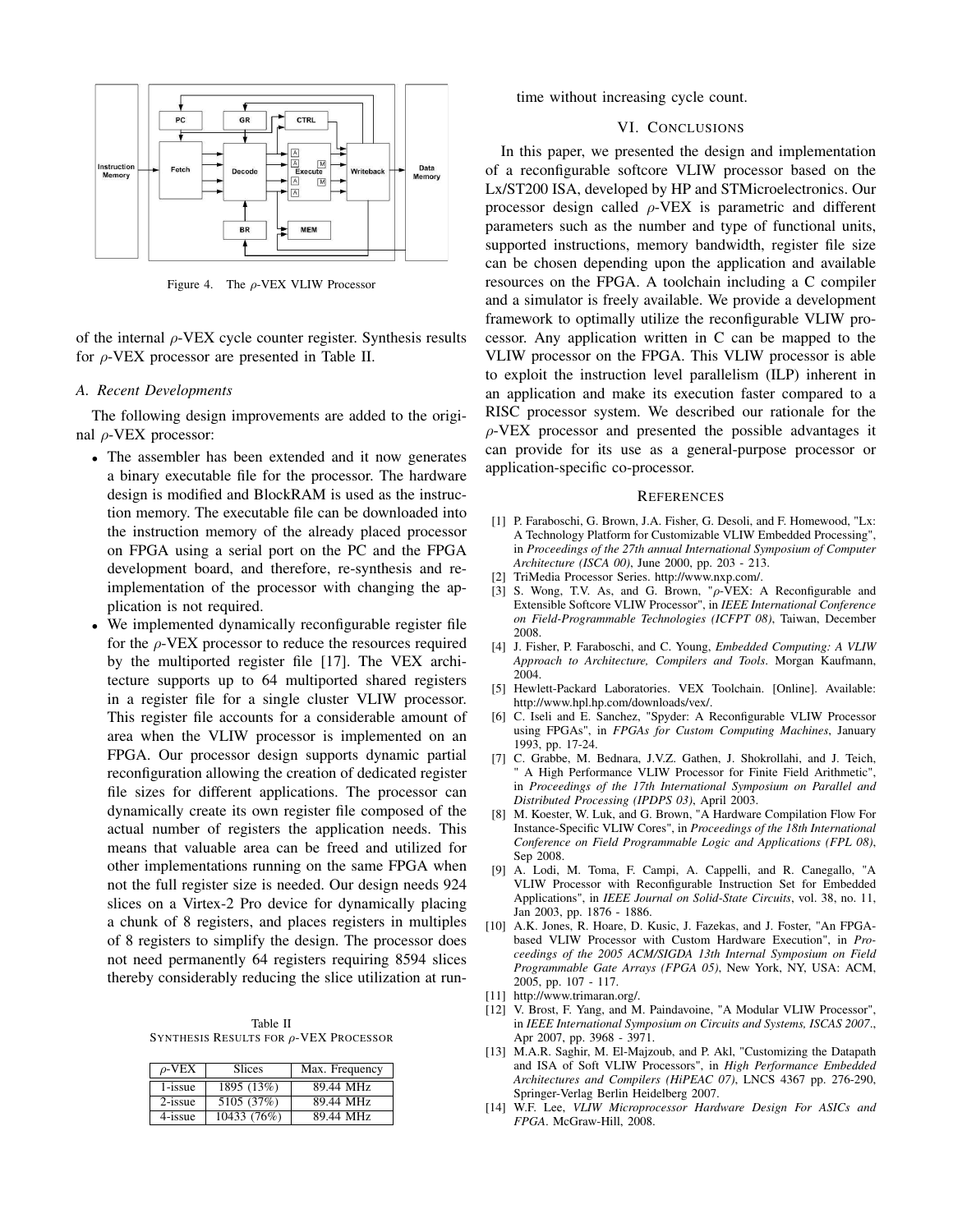Figure 4. The $\rho$-VEX VLIW Processor

of the internal $\rho$-VEX cycle counter register. Synthesis results for $\rho$-VEX processor are presented in Table II.

### A. Recent Developments

The following design improvements are added to the original $\rho$-VEX processor:

- The assembler has been extended and it now generates a binary executable file for the processor. The hardware design is modified and BlockRAM is used as the instruction memory. The executable file can be downloaded into the instruction memory of the already placed processor on FPGA using a serial port on the PC and the FPGA development board, and therefore, re-synthesis and re-implementation of the processor with changing the application is not required.
- We implemented dynamically reconfigurable register file for the $\rho$-VEX processor to reduce the resources required by the multiported register file [17]. The VEX architecture supports up to 64 multiported shared registers in a register file for a single cluster VLIW processor. This register file accounts for a considerable amount of area when the VLIW processor is implemented on an FPGA. Our processor design supports dynamic partial reconfiguration allowing the creation of dedicated register file sizes for different applications. The processor can dynamically create its own register file composed of the actual number of registers the application needs. This means that valuable area can be freed and utilized for other implementations running on the same FPGA when not the full register size is needed. Our design needs 924 slices on a Virtex-2 Pro device for dynamically placing a chunk of 8 registers, and places registers in multiples of 8 registers to simplify the design. The processor does not need permanently 64 registers requiring 8594 slices thereby considerably reducing the slice utilization at runtime without increasing cycle count.

Table II
SYNTHESIS RESULTS FOR $\rho$-VEX PROCESSOR

| $\rho$-VEX | Slices | Max. Frequency |
| --- | --- | --- |
| 1-issue | 1895 (13%) | 89.44 MHz |
| 2-issue | 5105 (37%) | 89.44 MHz |
| 4-issue | 10433 (76%) | 89.44 MHz |

## VI. CONCLUSIONS

In this paper, we presented the design and implementation of a reconfigurable softcore VLIW processor based on the Lx/ST200 ISA, developed by HP and STMicroelectronics. Our processor design called $\rho$-VEX is parametric and different parameters such as the number and type of functional units, supported instructions, memory bandwidth, register file size can be chosen depending upon the application and available resources on the FPGA. A toolchain including a C compiler and a simulator is freely available. We provide a development framework to optimally utilize the reconfigurable VLIW processor. Any application written in C can be mapped to the VLIW processor on the FPGA. This VLIW processor is able to exploit the instruction level parallelism (ILP) inherent in an application and make its execution faster compared to a RISC processor system. We described our rationale for the $\rho$-VEX processor and presented the possible advantages it can provide for its use as a general-purpose processor or application-specific co-processor.

## REFERENCES

[1] P. Faraboschi, G. Brown, J.A. Fisher, G. Desoli, and F. Homewood, "Lx: A Technology Platform for Customizable VLIW Embedded Processing", in *Proceedings of the 27th annual International Symposium of Computer Architecture (ISCA 00)*, June 2000, pp. 203 - 213.

[2] TriMedia Processor Series. http://www.nxp.com/.

[3] S. Wong, T.V. As, and G. Brown, "$\rho$-VEX: A Reconfigurable and Extensible Softcore VLIW Processor", in *IEEE International Conference on Field-Programmable Technologies (ICFPT 08)*, Taiwan, December 2008.

[4] J. Fisher, P. Faraboschi, and C. Young, *Embedded Computing: A VLIW Approach to Architecture, Compilers and Tools*. Morgan Kaufmann, 2004.

[5] Hewlett-Packard Laboratories. VEX Toolchain. [Online]. Available: http://www.hpl.hp.com/downloads/vex/.

[6] C. Iseli and E. Sanchez, "Spyder: A Reconfigurable VLIW Processor using FPGAs", in *FPGAs for Custom Computing Machines*, January 1993, pp. 17-24.

[7] C. Grabbe, M. Bednara, J.V.Z. Gathen, J. Shokrollahi, and J. Teich, " A High Performance VLIW Processor for Finite Field Arithmetic", in *Proceedings of the 17th International Symposium on Parallel and Distributed Processing (IPDPS 03)*, April 2003.

[8] M. Koester, W. Luk, and G. Brown, "A Hardware Compilation Flow For Instance-Specific VLIW Cores", in *Proceedings of the 18th International Conference on Field Programmable Logic and Applications (FPL 08)*, Sep 2008.

[9] A. Lodi, M. Toma, F. Campi, A. Cappelli, and R. Canegallo, "A VLIW Processor with Reconfigurable Instruction Set for Embedded Applications", in *IEEE Journal on Solid-State Circuits*, vol. 38, no. 11, Jan 2003, pp. 1876 - 1886.

[10] A.K. Jones, R. Hoare, D. Kusic, J. Fazekas, and J. Foster, "An FPGA-based VLIW Processor with Custom Hardware Execution", in *Proceedings of the 2005 ACM/SIGDA 13th Internal Symposium on Field Programmable Gate Arrays (FPGA 05)*, New York, NY, USA: ACM, 2005, pp. 107 - 117.

[11] http://www.trimaran.org/.

[12] V. Brost, F. Yang, and M. Paindavoine, "A Modular VLIW Processor", in *IEEE International Symposium on Circuits and Systems, ISCAS 2007.*, Apr 2007, pp. 3968 - 3971.

[13] M.A.R. Saghir, M. El-Majzoub, and P. Akl, "Customizing the Datapath and ISA of Soft VLIW Processors", in *High Performance Embedded Architectures and Compilers (HiPEAC 07)*, LNCS 4367 pp. 276-290, Springer-Verlag Berlin Heidelberg 2007.

[14] W.F. Lee, *VLIW Microprocessor Hardware Design For ASICs and FPGA*. McGraw-Hill, 2008.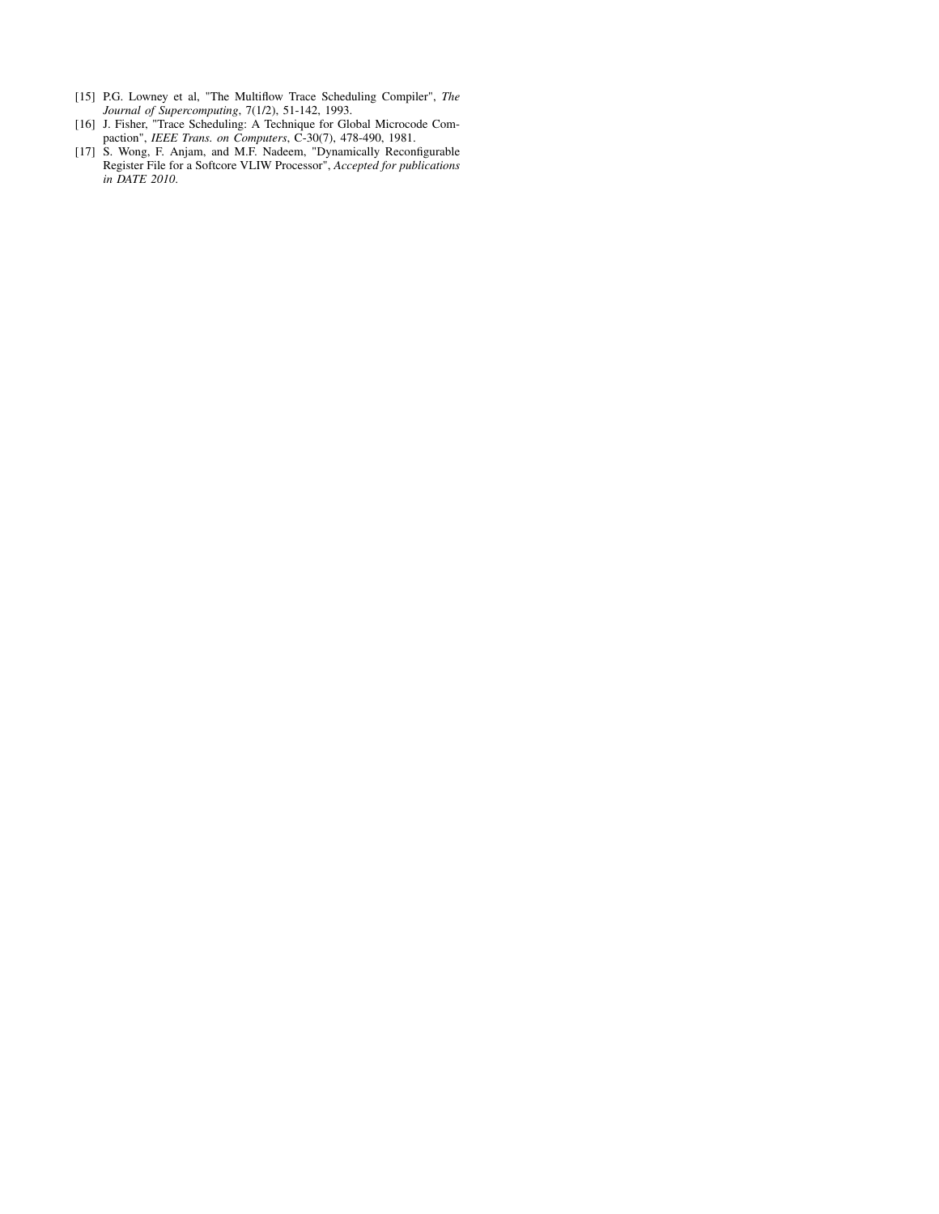[15] P.G. Lowney et al, "The Multiflow Trace Scheduling Compiler", *The Journal of Supercomputing*, 7(1/2), 51-142, 1993.

[16] J. Fisher, "Trace Scheduling: A Technique for Global Microcode Compaction", *IEEE Trans. on Computers*, C-30(7), 478-490, 1981.

[17] S. Wong, F. Anjam, and M.F. Nadeem, "Dynamically Reconfigurable Register File for a Softcore VLIW Processor", *Accepted for publications in DATE 2010*.